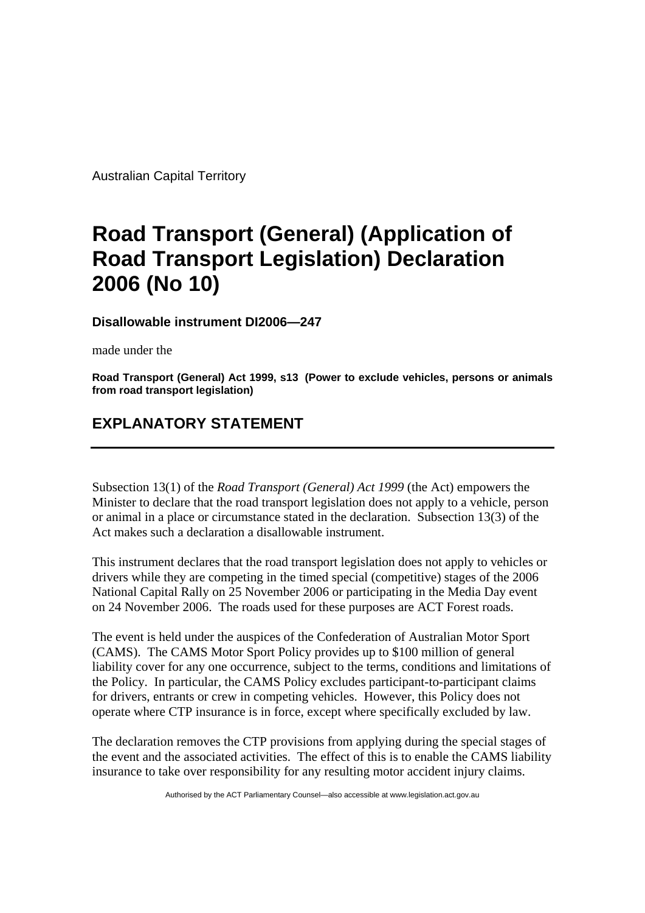Australian Capital Territory

# Road Transport (General) (Application of Road Transport Legislation) Declaration 2006 (No 10)

**Disallowable instrument DI2006—247**

made under the

**Road Transport (General) Act 1999, s13 (Power to exclude vehicles, persons or animals from road transport legislation)**

## EXPLANATORY STATEMENT

---

Subsection 13(1) of the *Road Transport (General) Act 1999* (the Act) empowers the Minister to declare that the road transport legislation does not apply to a vehicle, person or animal in a place or circumstance stated in the declaration. Subsection 13(3) of the Act makes such a declaration a disallowable instrument.

This instrument declares that the road transport legislation does not apply to vehicles or drivers while they are competing in the timed special (competitive) stages of the 2006 National Capital Rally on 25 November 2006 or participating in the Media Day event on 24 November 2006. The roads used for these purposes are ACT Forest roads.

The event is held under the auspices of the Confederation of Australian Motor Sport (CAMS). The CAMS Motor Sport Policy provides up to $100 million of general liability cover for any one occurrence, subject to the terms, conditions and limitations of the Policy. In particular, the CAMS Policy excludes participant-to-participant claims for drivers, entrants or crew in competing vehicles. However, this Policy does not operate where CTP insurance is in force, except where specifically excluded by law.

The declaration removes the CTP provisions from applying during the special stages of the event and the associated activities. The effect of this is to enable the CAMS liability insurance to take over responsibility for any resulting motor accident injury claims.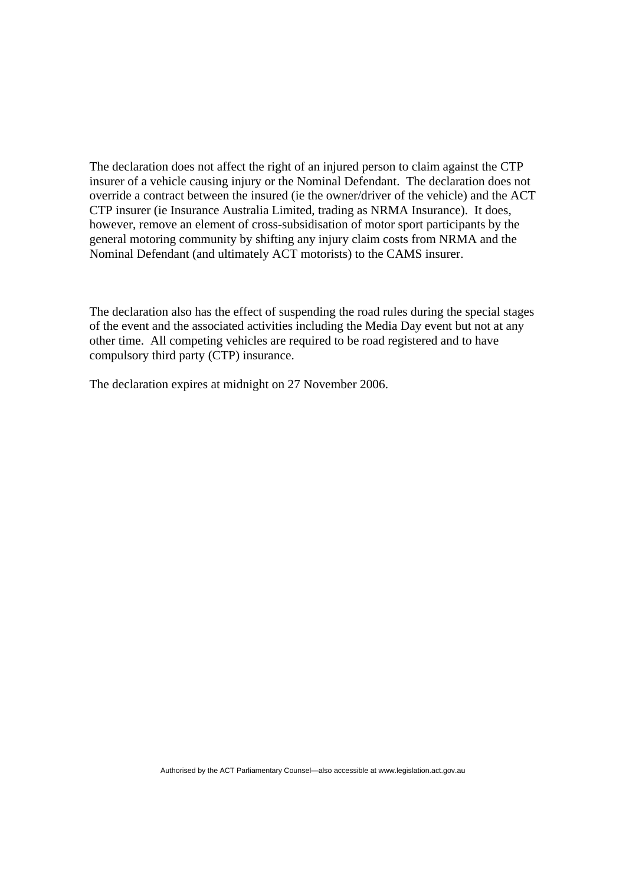The declaration does not affect the right of an injured person to claim against the CTP insurer of a vehicle causing injury or the Nominal Defendant. The declaration does not override a contract between the insured (ie the owner/driver of the vehicle) and the ACT CTP insurer (ie Insurance Australia Limited, trading as NRMA Insurance). It does, however, remove an element of cross-subsidisation of motor sport participants by the general motoring community by shifting any injury claim costs from NRMA and the Nominal Defendant (and ultimately ACT motorists) to the CAMS insurer.

The declaration also has the effect of suspending the road rules during the special stages of the event and the associated activities including the Media Day event but not at any other time. All competing vehicles are required to be road registered and to have compulsory third party (CTP) insurance.

The declaration expires at midnight on 27 November 2006.